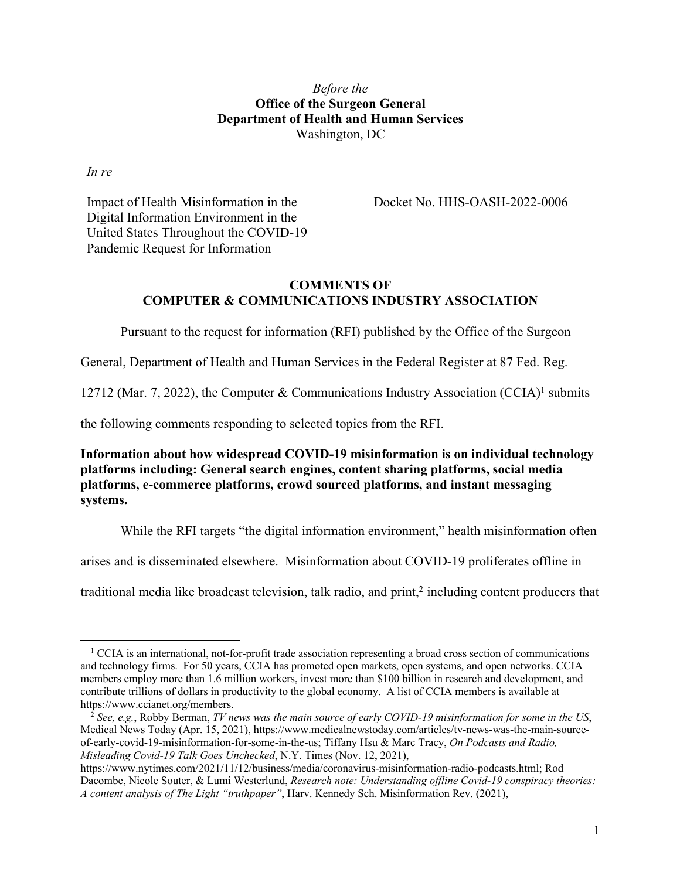*Before the*
**Office of the Surgeon General**
**Department of Health and Human Services**
Washington, DC

*In re*

Impact of Health Misinformation in the Digital Information Environment in the United States Throughout the COVID-19 Pandemic Request for Information

Docket No. HHS-OASH-2022-0006

**COMMENTS OF**
**COMPUTER & COMMUNICATIONS INDUSTRY ASSOCIATION**

Pursuant to the request for information (RFI) published by the Office of the Surgeon General, Department of Health and Human Services in the Federal Register at 87 Fed. Reg. 12712 (Mar. 7, 2022), the Computer & Communications Industry Association (CCIA)[1] submits the following comments responding to selected topics from the RFI.

**Information about how widespread COVID-19 misinformation is on individual technology platforms including: General search engines, content sharing platforms, social media platforms, e-commerce platforms, crowd sourced platforms, and instant messaging systems.**

While the RFI targets "the digital information environment," health misinformation often arises and is disseminated elsewhere. Misinformation about COVID-19 proliferates offline in traditional media like broadcast television, talk radio, and print,[2] including content producers that

---

[1] CCIA is an international, not-for-profit trade association representing a broad cross section of communications and technology firms. For 50 years, CCIA has promoted open markets, open systems, and open networks. CCIA members employ more than 1.6 million workers, invest more than $100 billion in research and development, and contribute trillions of dollars in productivity to the global economy. A list of CCIA members is available at https://www.ccianet.org/members.

[2] *See, e.g.*, Robby Berman, *TV news was the main source of early COVID-19 misinformation for some in the US*, Medical News Today (Apr. 15, 2021), https://www.medicalnewstoday.com/articles/tv-news-was-the-main-source-of-early-covid-19-misinformation-for-some-in-the-us; Tiffany Hsu & Marc Tracy, *On Podcasts and Radio, Misleading Covid-19 Talk Goes Unchecked*, N.Y. Times (Nov. 12, 2021), https://www.nytimes.com/2021/11/12/business/media/coronavirus-misinformation-radio-podcasts.html; Rod Dacombe, Nicole Souter, & Lumi Westerlund, *Research note: Understanding offline Covid-19 conspiracy theories: A content analysis of The Light "truthpaper"*, Harv. Kennedy Sch. Misinformation Rev. (2021),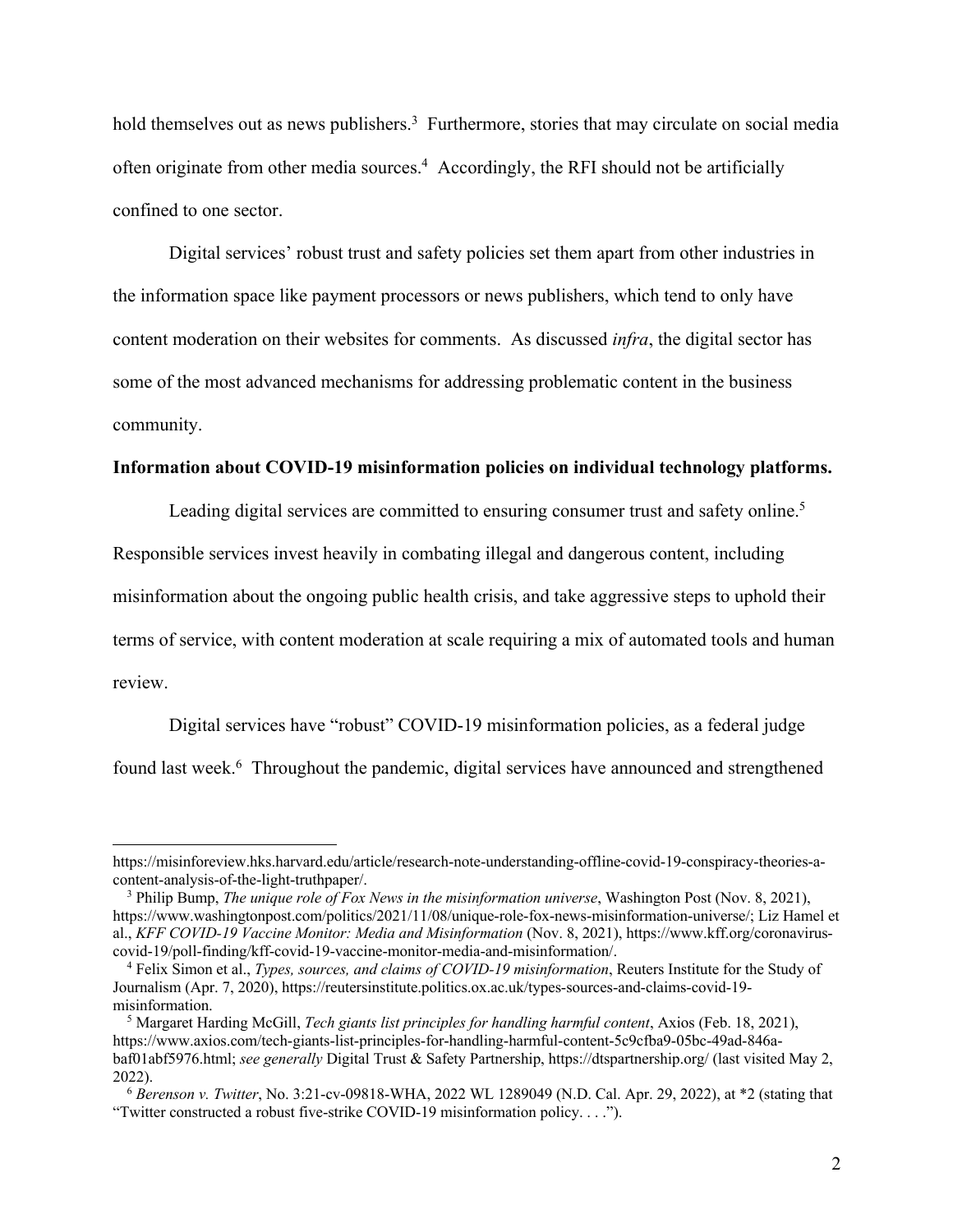hold themselves out as news publishers.[3] Furthermore, stories that may circulate on social media often originate from other media sources.[4] Accordingly, the RFI should not be artificially confined to one sector.

Digital services' robust trust and safety policies set them apart from other industries in the information space like payment processors or news publishers, which tend to only have content moderation on their websites for comments. As discussed *infra*, the digital sector has some of the most advanced mechanisms for addressing problematic content in the business community.

**Information about COVID-19 misinformation policies on individual technology platforms.**

Leading digital services are committed to ensuring consumer trust and safety online.[5] Responsible services invest heavily in combating illegal and dangerous content, including misinformation about the ongoing public health crisis, and take aggressive steps to uphold their terms of service, with content moderation at scale requiring a mix of automated tools and human review.

Digital services have "robust" COVID-19 misinformation policies, as a federal judge found last week.[6] Throughout the pandemic, digital services have announced and strengthened

---

https://misinforeview.hks.harvard.edu/article/research-note-understanding-offline-covid-19-conspiracy-theories-a-content-analysis-of-the-light-truthpaper/.

[3] Philip Bump, *The unique role of Fox News in the misinformation universe*, Washington Post (Nov. 8, 2021), https://www.washingtonpost.com/politics/2021/11/08/unique-role-fox-news-misinformation-universe/; Liz Hamel et al., *KFF COVID-19 Vaccine Monitor: Media and Misinformation* (Nov. 8, 2021), https://www.kff.org/coronavirus-covid-19/poll-finding/kff-covid-19-vaccine-monitor-media-and-misinformation/.

[4] Felix Simon et al., *Types, sources, and claims of COVID-19 misinformation*, Reuters Institute for the Study of Journalism (Apr. 7, 2020), https://reutersinstitute.politics.ox.ac.uk/types-sources-and-claims-covid-19-misinformation.

[5] Margaret Harding McGill, *Tech giants list principles for handling harmful content*, Axios (Feb. 18, 2021), https://www.axios.com/tech-giants-list-principles-for-handling-harmful-content-5c9cfba9-05bc-49ad-846a-baf01abf5976.html; *see generally* Digital Trust & Safety Partnership, https://dtspartnership.org/ (last visited May 2, 2022).

[6] *Berenson v. Twitter*, No. 3:21-cv-09818-WHA, 2022 WL 1289049 (N.D. Cal. Apr. 29, 2022), at *2 (stating that "Twitter constructed a robust five-strike COVID-19 misinformation policy. . . .").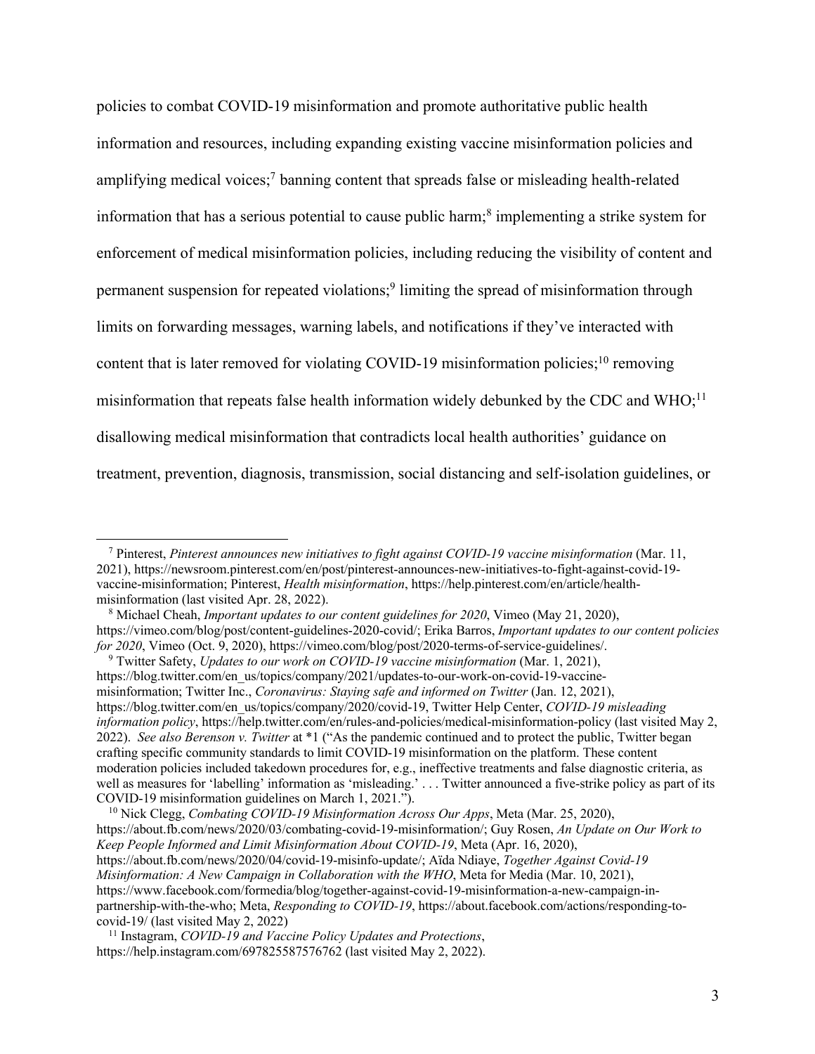policies to combat COVID-19 misinformation and promote authoritative public health information and resources, including expanding existing vaccine misinformation policies and amplifying medical voices;[7] banning content that spreads false or misleading health-related information that has a serious potential to cause public harm;[8] implementing a strike system for enforcement of medical misinformation policies, including reducing the visibility of content and permanent suspension for repeated violations;[9] limiting the spread of misinformation through limits on forwarding messages, warning labels, and notifications if they've interacted with content that is later removed for violating COVID-19 misinformation policies;[10] removing misinformation that repeats false health information widely debunked by the CDC and WHO;[11] disallowing medical misinformation that contradicts local health authorities' guidance on treatment, prevention, diagnosis, transmission, social distancing and self-isolation guidelines, or

---

[7] Pinterest, *Pinterest announces new initiatives to fight against COVID-19 vaccine misinformation* (Mar. 11, 2021), https://newsroom.pinterest.com/en/post/pinterest-announces-new-initiatives-to-fight-against-covid-19-vaccine-misinformation; Pinterest, *Health misinformation*, https://help.pinterest.com/en/article/health-misinformation (last visited Apr. 28, 2022).

[8] Michael Cheah, *Important updates to our content guidelines for 2020*, Vimeo (May 21, 2020), https://vimeo.com/blog/post/content-guidelines-2020-covid/; Erika Barros, *Important updates to our content policies for 2020*, Vimeo (Oct. 9, 2020), https://vimeo.com/blog/post/2020-terms-of-service-guidelines/.

[9] Twitter Safety, *Updates to our work on COVID-19 vaccine misinformation* (Mar. 1, 2021), https://blog.twitter.com/en_us/topics/company/2021/updates-to-our-work-on-covid-19-vaccine-misinformation; Twitter Inc., *Coronavirus: Staying safe and informed on Twitter* (Jan. 12, 2021), https://blog.twitter.com/en_us/topics/company/2020/covid-19, Twitter Help Center, *COVID-19 misleading information policy*, https://help.twitter.com/en/rules-and-policies/medical-misinformation-policy (last visited May 2, 2022). *See also Berenson v. Twitter* at *1 ("As the pandemic continued and to protect the public, Twitter began crafting specific community standards to limit COVID-19 misinformation on the platform. These content moderation policies included takedown procedures for, e.g., ineffective treatments and false diagnostic criteria, as well as measures for 'labelling' information as 'misleading.' . . . Twitter announced a five-strike policy as part of its COVID-19 misinformation guidelines on March 1, 2021.").

[10] Nick Clegg, *Combating COVID-19 Misinformation Across Our Apps*, Meta (Mar. 25, 2020), https://about.fb.com/news/2020/03/combating-covid-19-misinformation/; Guy Rosen, *An Update on Our Work to Keep People Informed and Limit Misinformation About COVID-19*, Meta (Apr. 16, 2020), https://about.fb.com/news/2020/04/covid-19-misinfo-update/; Aïda Ndiaye, *Together Against Covid-19 Misinformation: A New Campaign in Collaboration with the WHO*, Meta for Media (Mar. 10, 2021), https://www.facebook.com/formedia/blog/together-against-covid-19-misinformation-a-new-campaign-in-partnership-with-the-who; Meta, *Responding to COVID-19*, https://about.facebook.com/actions/responding-to-covid-19/ (last visited May 2, 2022)

[11] Instagram, *COVID-19 and Vaccine Policy Updates and Protections*, https://help.instagram.com/697825587576762 (last visited May 2, 2022).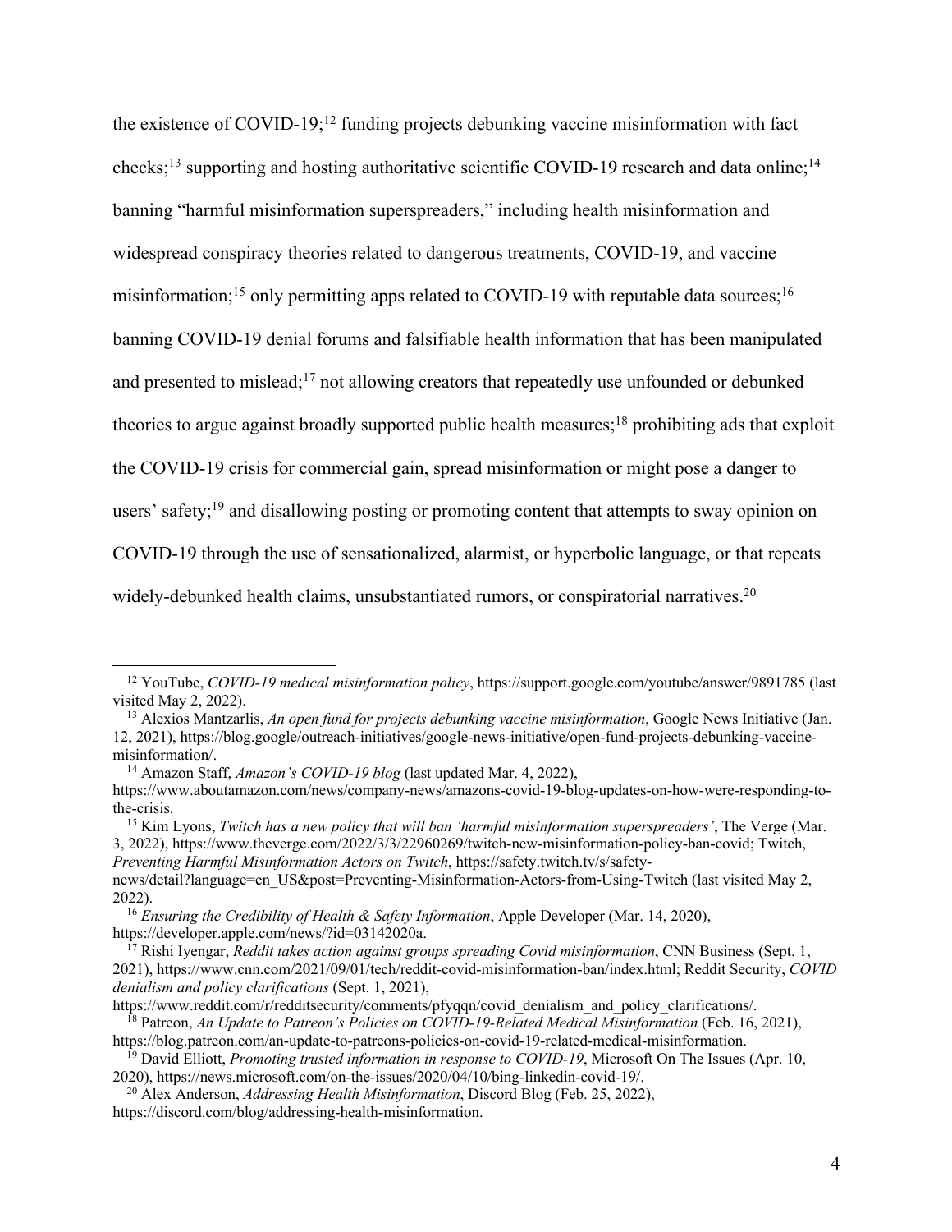the existence of COVID-19;[12] funding projects debunking vaccine misinformation with fact checks;[13] supporting and hosting authoritative scientific COVID-19 research and data online;[14] banning "harmful misinformation superspreaders," including health misinformation and widespread conspiracy theories related to dangerous treatments, COVID-19, and vaccine misinformation;[15] only permitting apps related to COVID-19 with reputable data sources;[16] banning COVID-19 denial forums and falsifiable health information that has been manipulated and presented to mislead;[17] not allowing creators that repeatedly use unfounded or debunked theories to argue against broadly supported public health measures;[18] prohibiting ads that exploit the COVID-19 crisis for commercial gain, spread misinformation or might pose a danger to users' safety;[19] and disallowing posting or promoting content that attempts to sway opinion on COVID-19 through the use of sensationalized, alarmist, or hyperbolic language, or that repeats widely-debunked health claims, unsubstantiated rumors, or conspiratorial narratives.[20]

---

[12] YouTube, *COVID-19 medical misinformation policy*, https://support.google.com/youtube/answer/9891785 (last visited May 2, 2022).

[13] Alexios Mantzarlis, *An open fund for projects debunking vaccine misinformation*, Google News Initiative (Jan. 12, 2021), https://blog.google/outreach-initiatives/google-news-initiative/open-fund-projects-debunking-vaccine-misinformation/.

[14] Amazon Staff, *Amazon's COVID-19 blog* (last updated Mar. 4, 2022), https://www.aboutamazon.com/news/company-news/amazons-covid-19-blog-updates-on-how-were-responding-to-the-crisis.

[15] Kim Lyons, *Twitch has a new policy that will ban 'harmful misinformation superspreaders'*, The Verge (Mar. 3, 2022), https://www.theverge.com/2022/3/3/22960269/twitch-new-misinformation-policy-ban-covid; Twitch, *Preventing Harmful Misinformation Actors on Twitch*, https://safety.twitch.tv/s/safety-news/detail?language=en_US&post=Preventing-Misinformation-Actors-from-Using-Twitch (last visited May 2, 2022).

[16] *Ensuring the Credibility of Health & Safety Information*, Apple Developer (Mar. 14, 2020), https://developer.apple.com/news/?id=03142020a.

[17] Rishi Iyengar, *Reddit takes action against groups spreading Covid misinformation*, CNN Business (Sept. 1, 2021), https://www.cnn.com/2021/09/01/tech/reddit-covid-misinformation-ban/index.html; Reddit Security, *COVID denialism and policy clarifications* (Sept. 1, 2021), https://www.reddit.com/r/redditsecurity/comments/pfyqqn/covid_denialism_and_policy_clarifications/.

[18] Patreon, *An Update to Patreon's Policies on COVID-19-Related Medical Misinformation* (Feb. 16, 2021), https://blog.patreon.com/an-update-to-patreons-policies-on-covid-19-related-medical-misinformation.

[19] David Elliott, *Promoting trusted information in response to COVID-19*, Microsoft On The Issues (Apr. 10, 2020), https://news.microsoft.com/on-the-issues/2020/04/10/bing-linkedin-covid-19/.

[20] Alex Anderson, *Addressing Health Misinformation*, Discord Blog (Feb. 25, 2022), https://discord.com/blog/addressing-health-misinformation.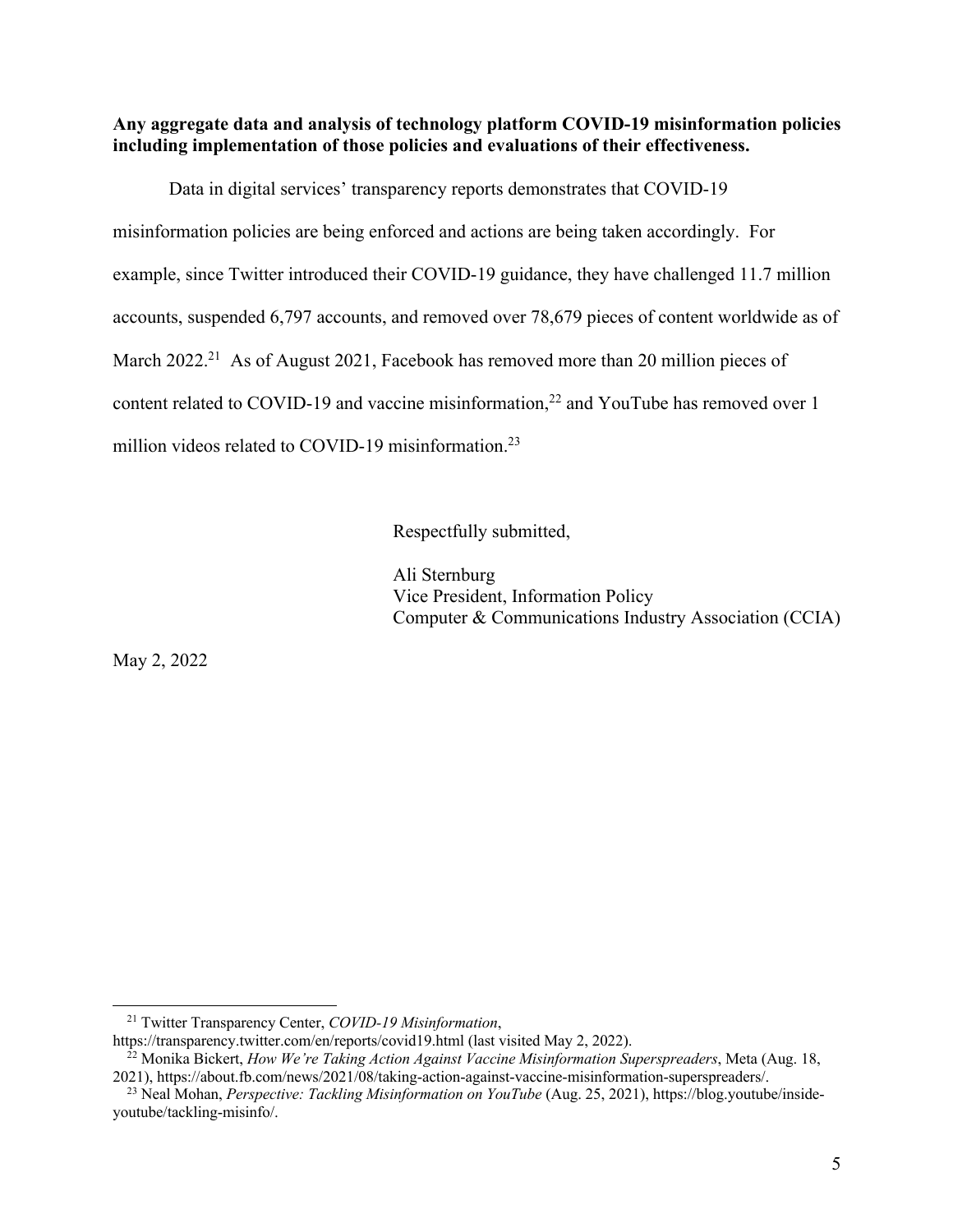**Any aggregate data and analysis of technology platform COVID-19 misinformation policies including implementation of those policies and evaluations of their effectiveness.**

Data in digital services' transparency reports demonstrates that COVID-19 misinformation policies are being enforced and actions are being taken accordingly. For example, since Twitter introduced their COVID-19 guidance, they have challenged 11.7 million accounts, suspended 6,797 accounts, and removed over 78,679 pieces of content worldwide as of March 2022.[21] As of August 2021, Facebook has removed more than 20 million pieces of content related to COVID-19 and vaccine misinformation,[22] and YouTube has removed over 1 million videos related to COVID-19 misinformation.[23]

Respectfully submitted,

Ali Sternburg
Vice President, Information Policy
Computer & Communications Industry Association (CCIA)

May 2, 2022

---

[21] Twitter Transparency Center, *COVID-19 Misinformation*, https://transparency.twitter.com/en/reports/covid19.html (last visited May 2, 2022).

[22] Monika Bickert, *How We're Taking Action Against Vaccine Misinformation Superspreaders*, Meta (Aug. 18, 2021), https://about.fb.com/news/2021/08/taking-action-against-vaccine-misinformation-superspreaders/.

[23] Neal Mohan, *Perspective: Tackling Misinformation on YouTube* (Aug. 25, 2021), https://blog.youtube/inside-youtube/tackling-misinfo/.